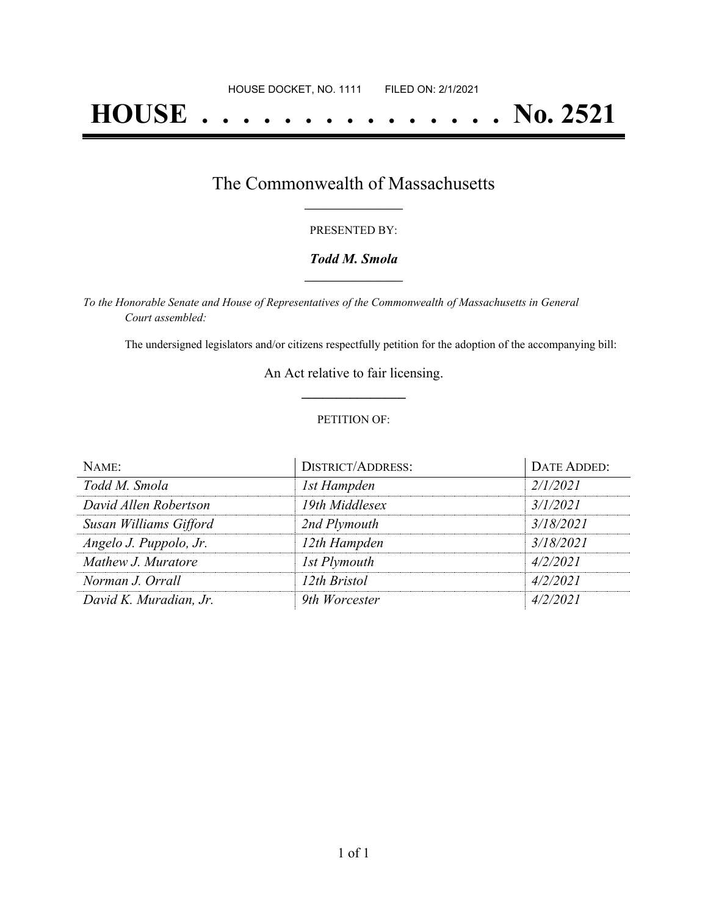HOUSE DOCKET, NO. 1111        FILED ON: 2/1/2021

# HOUSE . . . . . . . . . . . . . . . No. 2521

## The Commonwealth of Massachusetts

PRESENTED BY:

***Todd M. Smola***

*To the Honorable Senate and House of Representatives of the Commonwealth of Massachusetts in General Court assembled:*

The undersigned legislators and/or citizens respectfully petition for the adoption of the accompanying bill:

An Act relative to fair licensing.

PETITION OF:

| NAME: | DISTRICT/ADDRESS: | DATE ADDED: |
|---|---|---|
| *Todd M. Smola* | *1st Hampden* | *2/1/2021* |
| *David Allen Robertson* | *19th Middlesex* | *3/1/2021* |
| *Susan Williams Gifford* | *2nd Plymouth* | *3/18/2021* |
| *Angelo J. Puppolo, Jr.* | *12th Hampden* | *3/18/2021* |
| *Mathew J. Muratore* | *1st Plymouth* | *4/2/2021* |
| *Norman J. Orrall* | *12th Bristol* | *4/2/2021* |
| *David K. Muradian, Jr.* | *9th Worcester* | *4/2/2021* |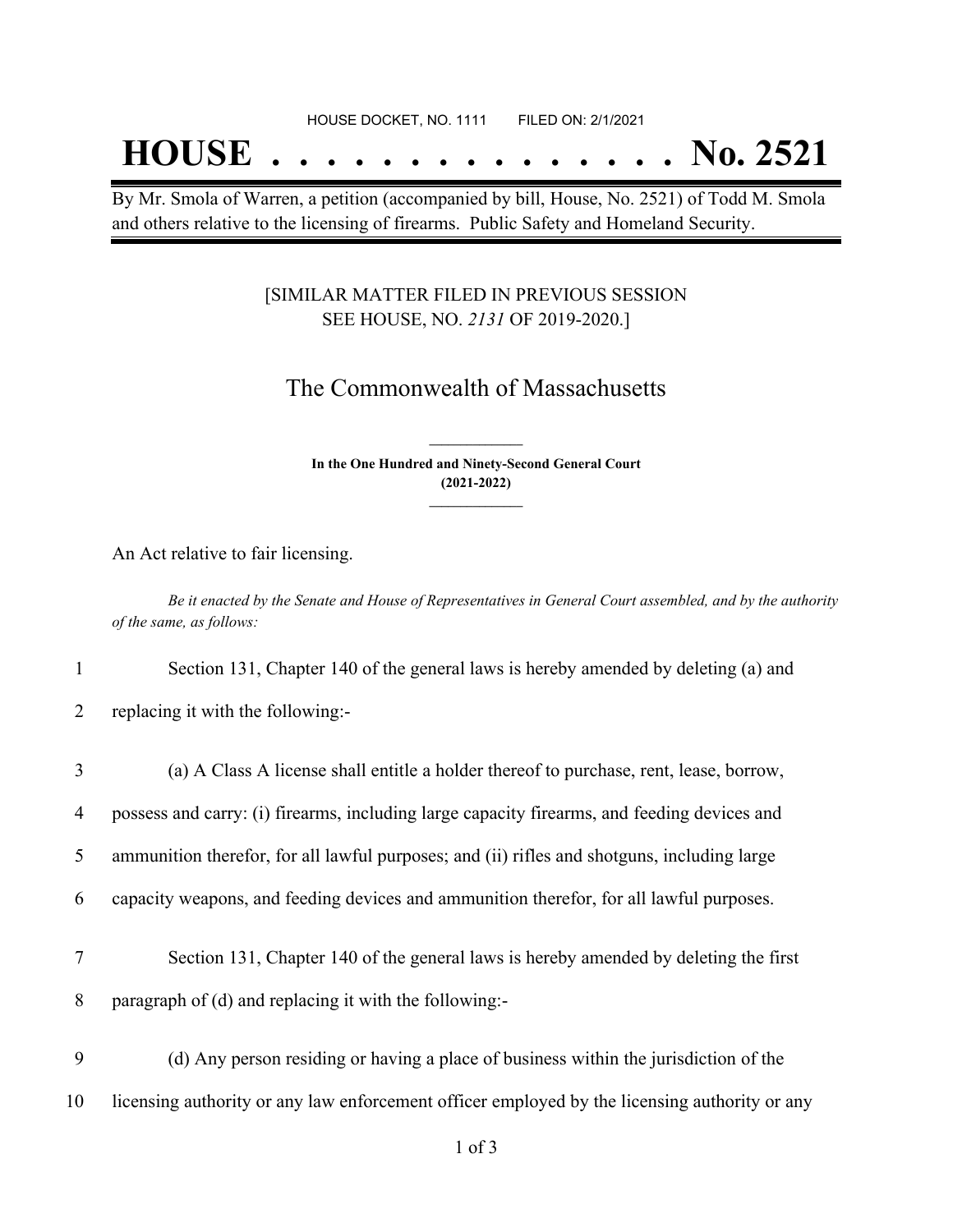HOUSE DOCKET, NO. 1111 FILED ON: 2/1/2021

# HOUSE . . . . . . . . . . . . . . . No. 2521

By Mr. Smola of Warren, a petition (accompanied by bill, House, No. 2521) of Todd M. Smola and others relative to the licensing of firearms. Public Safety and Homeland Security.

[SIMILAR MATTER FILED IN PREVIOUS SESSION SEE HOUSE, NO. *2131* OF 2019-2020.]

## The Commonwealth of Massachusetts

**In the One Hundred and Ninety-Second General Court (2021-2022)**

An Act relative to fair licensing.

*Be it enacted by the Senate and House of Representatives in General Court assembled, and by the authority of the same, as follows:*

1 Section 131, Chapter 140 of the general laws is hereby amended by deleting (a) and
2 replacing it with the following:-

3 (a) A Class A license shall entitle a holder thereof to purchase, rent, lease, borrow,
4 possess and carry: (i) firearms, including large capacity firearms, and feeding devices and
5 ammunition therefor, for all lawful purposes; and (ii) rifles and shotguns, including large
6 capacity weapons, and feeding devices and ammunition therefor, for all lawful purposes.

7 Section 131, Chapter 140 of the general laws is hereby amended by deleting the first
8 paragraph of (d) and replacing it with the following:-

9 (d) Any person residing or having a place of business within the jurisdiction of the
10 licensing authority or any law enforcement officer employed by the licensing authority or any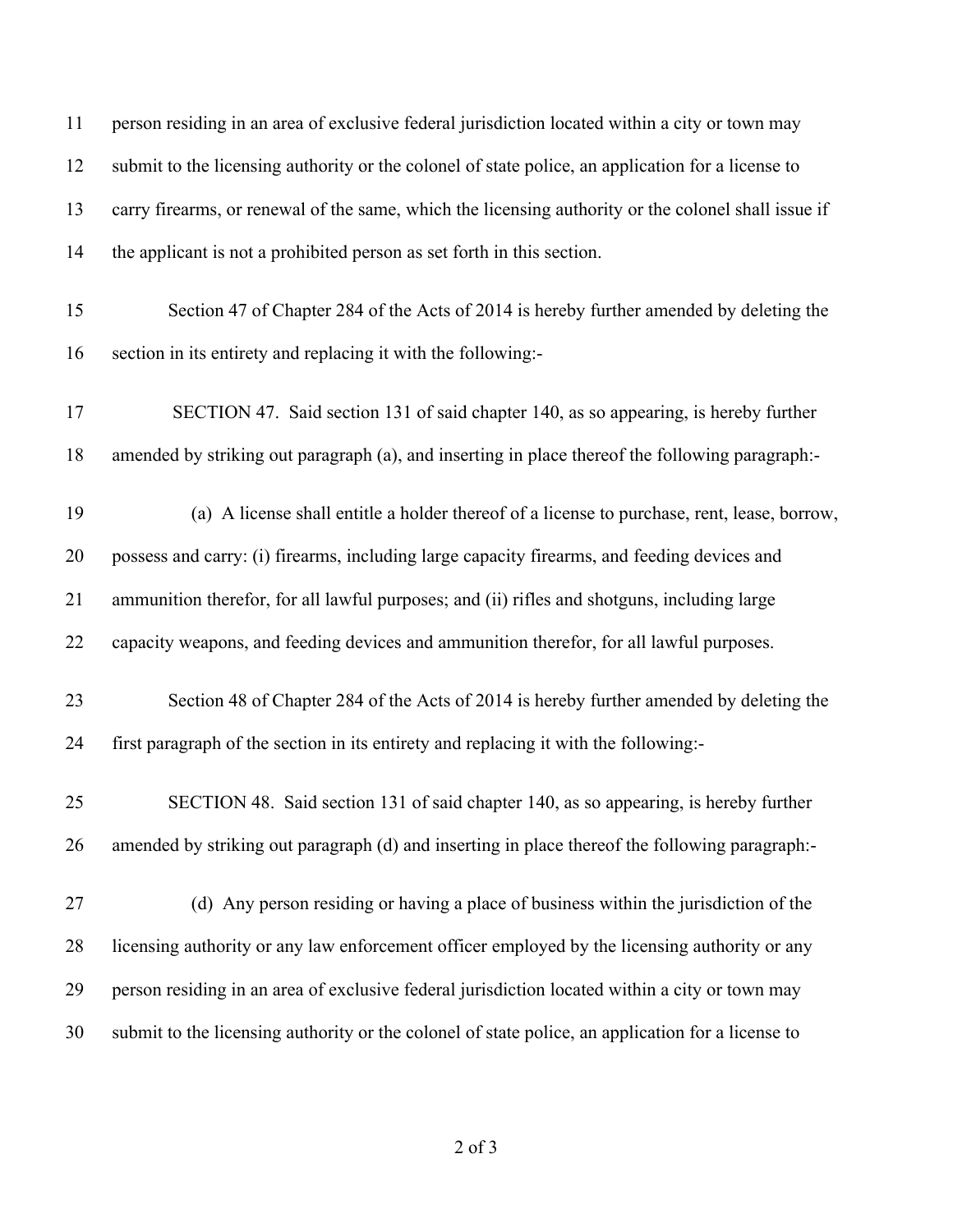person residing in an area of exclusive federal jurisdiction located within a city or town may submit to the licensing authority or the colonel of state police, an application for a license to carry firearms, or renewal of the same, which the licensing authority or the colonel shall issue if the applicant is not a prohibited person as set forth in this section.

Section 47 of Chapter 284 of the Acts of 2014 is hereby further amended by deleting the section in its entirety and replacing it with the following:-

SECTION 47. Said section 131 of said chapter 140, as so appearing, is hereby further amended by striking out paragraph (a), and inserting in place thereof the following paragraph:-

(a) A license shall entitle a holder thereof of a license to purchase, rent, lease, borrow, possess and carry: (i) firearms, including large capacity firearms, and feeding devices and ammunition therefor, for all lawful purposes; and (ii) rifles and shotguns, including large capacity weapons, and feeding devices and ammunition therefor, for all lawful purposes.

Section 48 of Chapter 284 of the Acts of 2014 is hereby further amended by deleting the first paragraph of the section in its entirety and replacing it with the following:-

SECTION 48. Said section 131 of said chapter 140, as so appearing, is hereby further amended by striking out paragraph (d) and inserting in place thereof the following paragraph:-

(d) Any person residing or having a place of business within the jurisdiction of the licensing authority or any law enforcement officer employed by the licensing authority or any person residing in an area of exclusive federal jurisdiction located within a city or town may submit to the licensing authority or the colonel of state police, an application for a license to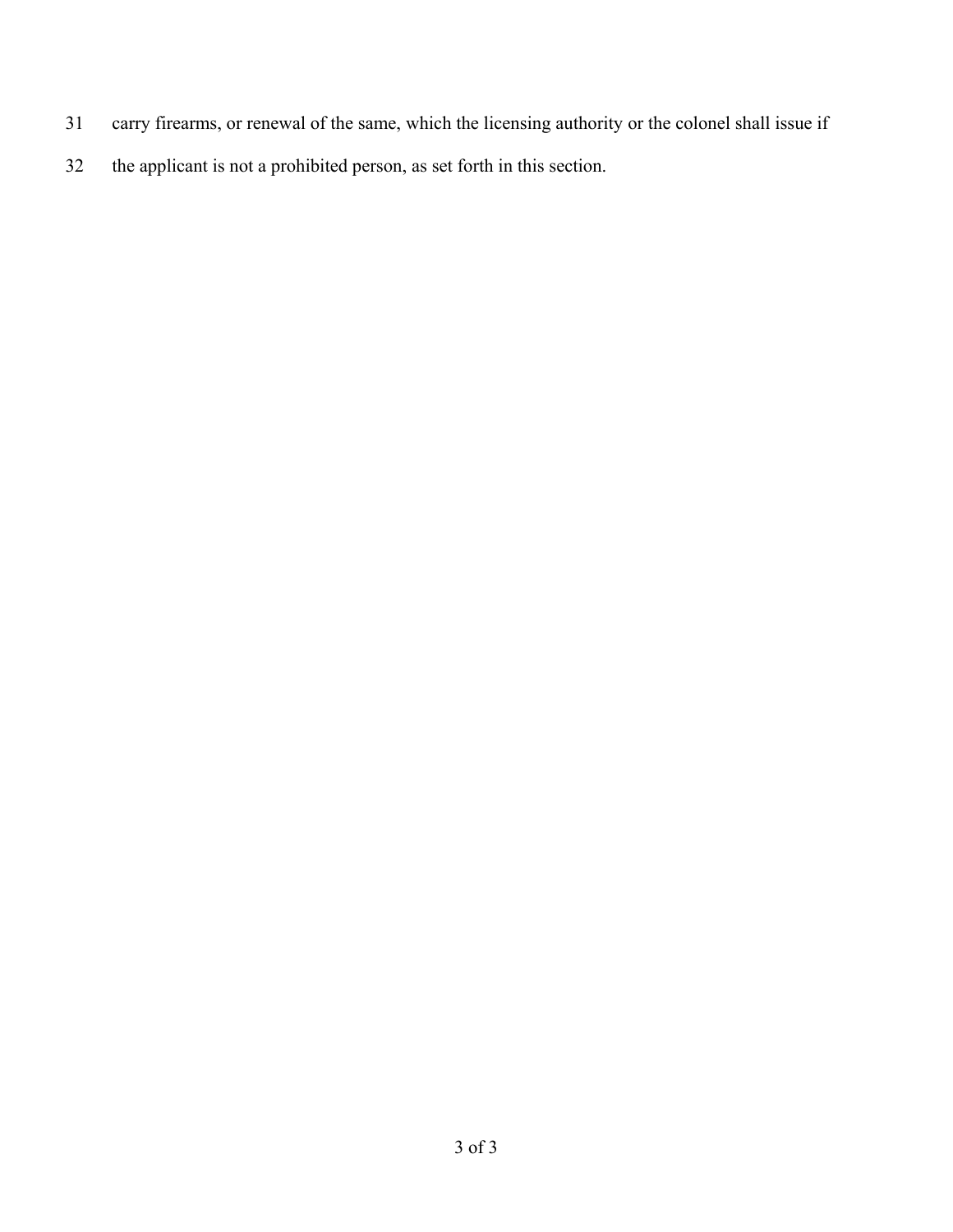31 carry firearms, or renewal of the same, which the licensing authority or the colonel shall issue if

32 the applicant is not a prohibited person, as set forth in this section.